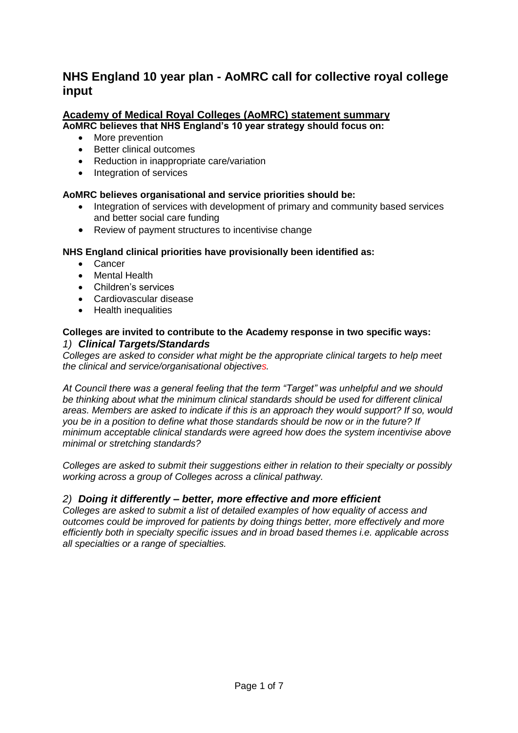# NHS England 10 year plan - AoMRC call for collective royal college input

## Academy of Medical Royal Colleges (AoMRC) statement summary

**AoMRC believes that NHS England's 10 year strategy should focus on:**

- More prevention
- Better clinical outcomes
- Reduction in inappropriate care/variation
- Integration of services

**AoMRC believes organisational and service priorities should be:**

- Integration of services with development of primary and community based services and better social care funding
- Review of payment structures to incentivise change

**NHS England clinical priorities have provisionally been identified as:**

- Cancer
- Mental Health
- Children's services
- Cardiovascular disease
- Health inequalities

**Colleges are invited to contribute to the Academy response in two specific ways:**

### 1) *Clinical Targets/Standards*

*Colleges are asked to consider what might be the appropriate clinical targets to help meet the clinical and service/organisational objectives.*

*At Council there was a general feeling that the term "Target" was unhelpful and we should be thinking about what the minimum clinical standards should be used for different clinical areas. Members are asked to indicate if this is an approach they would support? If so, would you be in a position to define what those standards should be now or in the future? If minimum acceptable clinical standards were agreed how does the system incentivise above minimal or stretching standards?*

*Colleges are asked to submit their suggestions either in relation to their specialty or possibly working across a group of Colleges across a clinical pathway.*

### 2) *Doing it differently – better, more effective and more efficient*

*Colleges are asked to submit a list of detailed examples of how equality of access and outcomes could be improved for patients by doing things better, more effectively and more efficiently both in specialty specific issues and in broad based themes i.e. applicable across all specialties or a range of specialties.*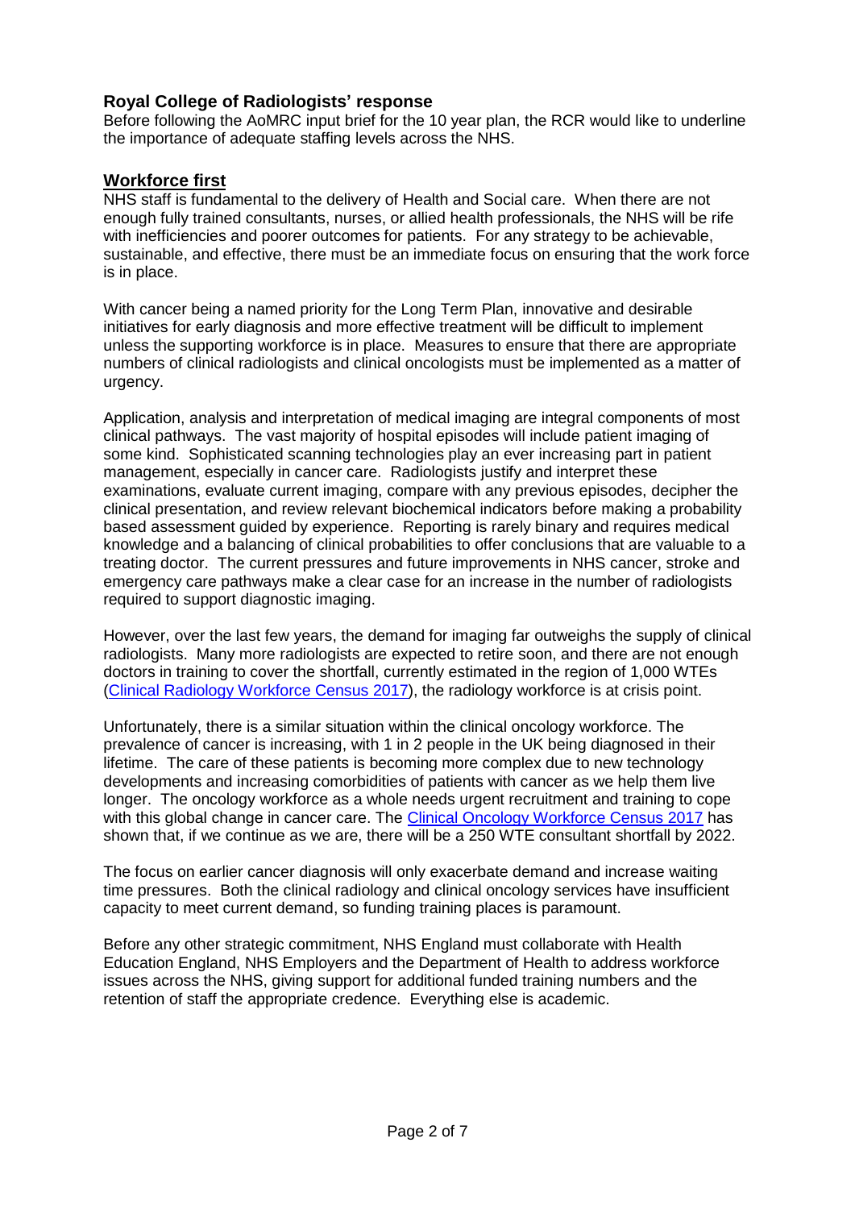## Royal College of Radiologists' response

Before following the AoMRC input brief for the 10 year plan, the RCR would like to underline the importance of adequate staffing levels across the NHS.

### Workforce first

NHS staff is fundamental to the delivery of Health and Social care. When there are not enough fully trained consultants, nurses, or allied health professionals, the NHS will be rife with inefficiencies and poorer outcomes for patients. For any strategy to be achievable, sustainable, and effective, there must be an immediate focus on ensuring that the work force is in place.

With cancer being a named priority for the Long Term Plan, innovative and desirable initiatives for early diagnosis and more effective treatment will be difficult to implement unless the supporting workforce is in place. Measures to ensure that there are appropriate numbers of clinical radiologists and clinical oncologists must be implemented as a matter of urgency.

Application, analysis and interpretation of medical imaging are integral components of most clinical pathways. The vast majority of hospital episodes will include patient imaging of some kind. Sophisticated scanning technologies play an ever increasing part in patient management, especially in cancer care. Radiologists justify and interpret these examinations, evaluate current imaging, compare with any previous episodes, decipher the clinical presentation, and review relevant biochemical indicators before making a probability based assessment guided by experience. Reporting is rarely binary and requires medical knowledge and a balancing of clinical probabilities to offer conclusions that are valuable to a treating doctor. The current pressures and future improvements in NHS cancer, stroke and emergency care pathways make a clear case for an increase in the number of radiologists required to support diagnostic imaging.

However, over the last few years, the demand for imaging far outweighs the supply of clinical radiologists. Many more radiologists are expected to retire soon, and there are not enough doctors in training to cover the shortfall, currently estimated in the region of 1,000 WTEs (Clinical Radiology Workforce Census 2017), the radiology workforce is at crisis point.

Unfortunately, there is a similar situation within the clinical oncology workforce. The prevalence of cancer is increasing, with 1 in 2 people in the UK being diagnosed in their lifetime. The care of these patients is becoming more complex due to new technology developments and increasing comorbidities of patients with cancer as we help them live longer. The oncology workforce as a whole needs urgent recruitment and training to cope with this global change in cancer care. The Clinical Oncology Workforce Census 2017 has shown that, if we continue as we are, there will be a 250 WTE consultant shortfall by 2022.

The focus on earlier cancer diagnosis will only exacerbate demand and increase waiting time pressures. Both the clinical radiology and clinical oncology services have insufficient capacity to meet current demand, so funding training places is paramount.

Before any other strategic commitment, NHS England must collaborate with Health Education England, NHS Employers and the Department of Health to address workforce issues across the NHS, giving support for additional funded training numbers and the retention of staff the appropriate credence. Everything else is academic.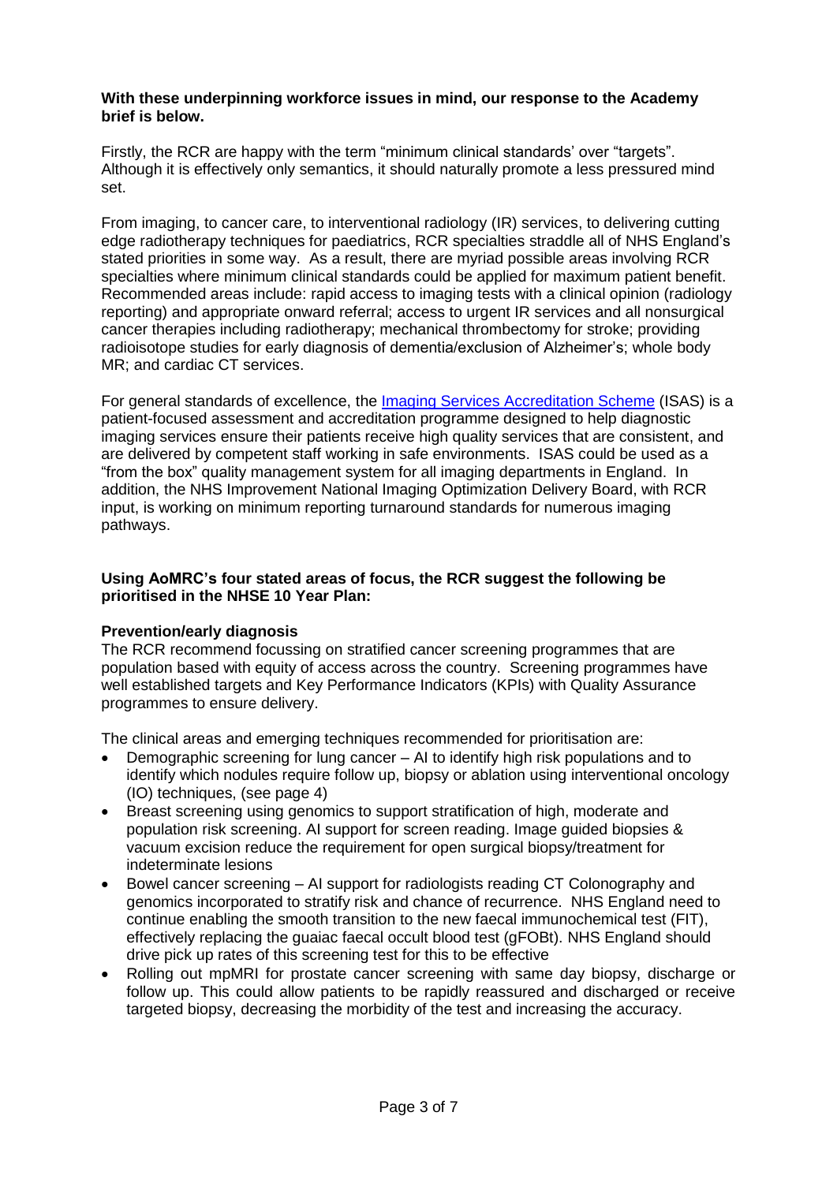**With these underpinning workforce issues in mind, our response to the Academy brief is below.**

Firstly, the RCR are happy with the term "minimum clinical standards' over "targets". Although it is effectively only semantics, it should naturally promote a less pressured mind set.

From imaging, to cancer care, to interventional radiology (IR) services, to delivering cutting edge radiotherapy techniques for paediatrics, RCR specialties straddle all of NHS England's stated priorities in some way. As a result, there are myriad possible areas involving RCR specialties where minimum clinical standards could be applied for maximum patient benefit. Recommended areas include: rapid access to imaging tests with a clinical opinion (radiology reporting) and appropriate onward referral; access to urgent IR services and all nonsurgical cancer therapies including radiotherapy; mechanical thrombectomy for stroke; providing radioisotope studies for early diagnosis of dementia/exclusion of Alzheimer's; whole body MR; and cardiac CT services.

For general standards of excellence, the Imaging Services Accreditation Scheme (ISAS) is a patient-focused assessment and accreditation programme designed to help diagnostic imaging services ensure their patients receive high quality services that are consistent, and are delivered by competent staff working in safe environments. ISAS could be used as a "from the box" quality management system for all imaging departments in England. In addition, the NHS Improvement National Imaging Optimization Delivery Board, with RCR input, is working on minimum reporting turnaround standards for numerous imaging pathways.

**Using AoMRC's four stated areas of focus, the RCR suggest the following be prioritised in the NHSE 10 Year Plan:**

**Prevention/early diagnosis**

The RCR recommend focussing on stratified cancer screening programmes that are population based with equity of access across the country. Screening programmes have well established targets and Key Performance Indicators (KPIs) with Quality Assurance programmes to ensure delivery.

The clinical areas and emerging techniques recommended for prioritisation are:

- Demographic screening for lung cancer – AI to identify high risk populations and to identify which nodules require follow up, biopsy or ablation using interventional oncology (IO) techniques, (see page 4)
- Breast screening using genomics to support stratification of high, moderate and population risk screening. AI support for screen reading. Image guided biopsies & vacuum excision reduce the requirement for open surgical biopsy/treatment for indeterminate lesions
- Bowel cancer screening – AI support for radiologists reading CT Colonography and genomics incorporated to stratify risk and chance of recurrence. NHS England need to continue enabling the smooth transition to the new faecal immunochemical test (FIT), effectively replacing the guaiac faecal occult blood test (gFOBt). NHS England should drive pick up rates of this screening test for this to be effective
- Rolling out mpMRI for prostate cancer screening with same day biopsy, discharge or follow up. This could allow patients to be rapidly reassured and discharged or receive targeted biopsy, decreasing the morbidity of the test and increasing the accuracy.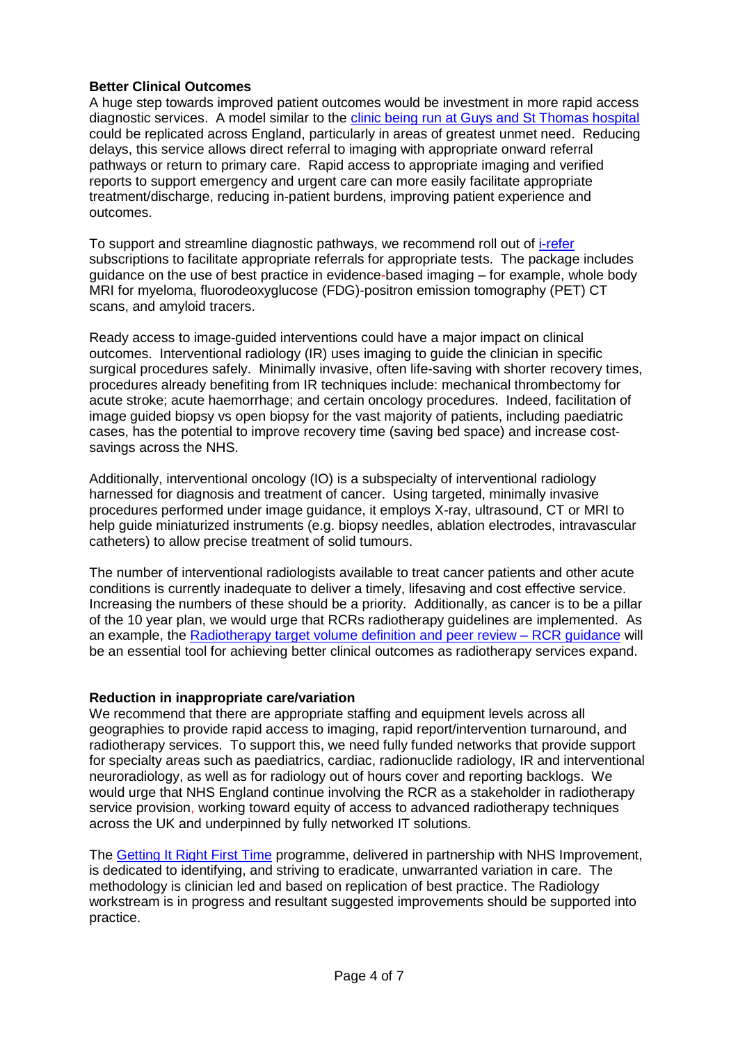**Better Clinical Outcomes**

A huge step towards improved patient outcomes would be investment in more rapid access diagnostic services. A model similar to the clinic being run at Guys and St Thomas hospital could be replicated across England, particularly in areas of greatest unmet need. Reducing delays, this service allows direct referral to imaging with appropriate onward referral pathways or return to primary care. Rapid access to appropriate imaging and verified reports to support emergency and urgent care can more easily facilitate appropriate treatment/discharge, reducing in-patient burdens, improving patient experience and outcomes.

To support and streamline diagnostic pathways, we recommend roll out of i-refer subscriptions to facilitate appropriate referrals for appropriate tests. The package includes guidance on the use of best practice in evidence-based imaging – for example, whole body MRI for myeloma, fluorodeoxyglucose (FDG)-positron emission tomography (PET) CT scans, and amyloid tracers.

Ready access to image-guided interventions could have a major impact on clinical outcomes. Interventional radiology (IR) uses imaging to guide the clinician in specific surgical procedures safely. Minimally invasive, often life-saving with shorter recovery times, procedures already benefiting from IR techniques include: mechanical thrombectomy for acute stroke; acute haemorrhage; and certain oncology procedures. Indeed, facilitation of image guided biopsy vs open biopsy for the vast majority of patients, including paediatric cases, has the potential to improve recovery time (saving bed space) and increase cost-savings across the NHS.

Additionally, interventional oncology (IO) is a subspecialty of interventional radiology harnessed for diagnosis and treatment of cancer. Using targeted, minimally invasive procedures performed under image guidance, it employs X-ray, ultrasound, CT or MRI to help guide miniaturized instruments (e.g. biopsy needles, ablation electrodes, intravascular catheters) to allow precise treatment of solid tumours.

The number of interventional radiologists available to treat cancer patients and other acute conditions is currently inadequate to deliver a timely, lifesaving and cost effective service. Increasing the numbers of these should be a priority. Additionally, as cancer is to be a pillar of the 10 year plan, we would urge that RCRs radiotherapy guidelines are implemented. As an example, the Radiotherapy target volume definition and peer review – RCR guidance will be an essential tool for achieving better clinical outcomes as radiotherapy services expand.

**Reduction in inappropriate care/variation**

We recommend that there are appropriate staffing and equipment levels across all geographies to provide rapid access to imaging, rapid report/intervention turnaround, and radiotherapy services. To support this, we need fully funded networks that provide support for specialty areas such as paediatrics, cardiac, radionuclide radiology, IR and interventional neuroradiology, as well as for radiology out of hours cover and reporting backlogs. We would urge that NHS England continue involving the RCR as a stakeholder in radiotherapy service provision, working toward equity of access to advanced radiotherapy techniques across the UK and underpinned by fully networked IT solutions.

The Getting It Right First Time programme, delivered in partnership with NHS Improvement, is dedicated to identifying, and striving to eradicate, unwarranted variation in care. The methodology is clinician led and based on replication of best practice. The Radiology workstream is in progress and resultant suggested improvements should be supported into practice.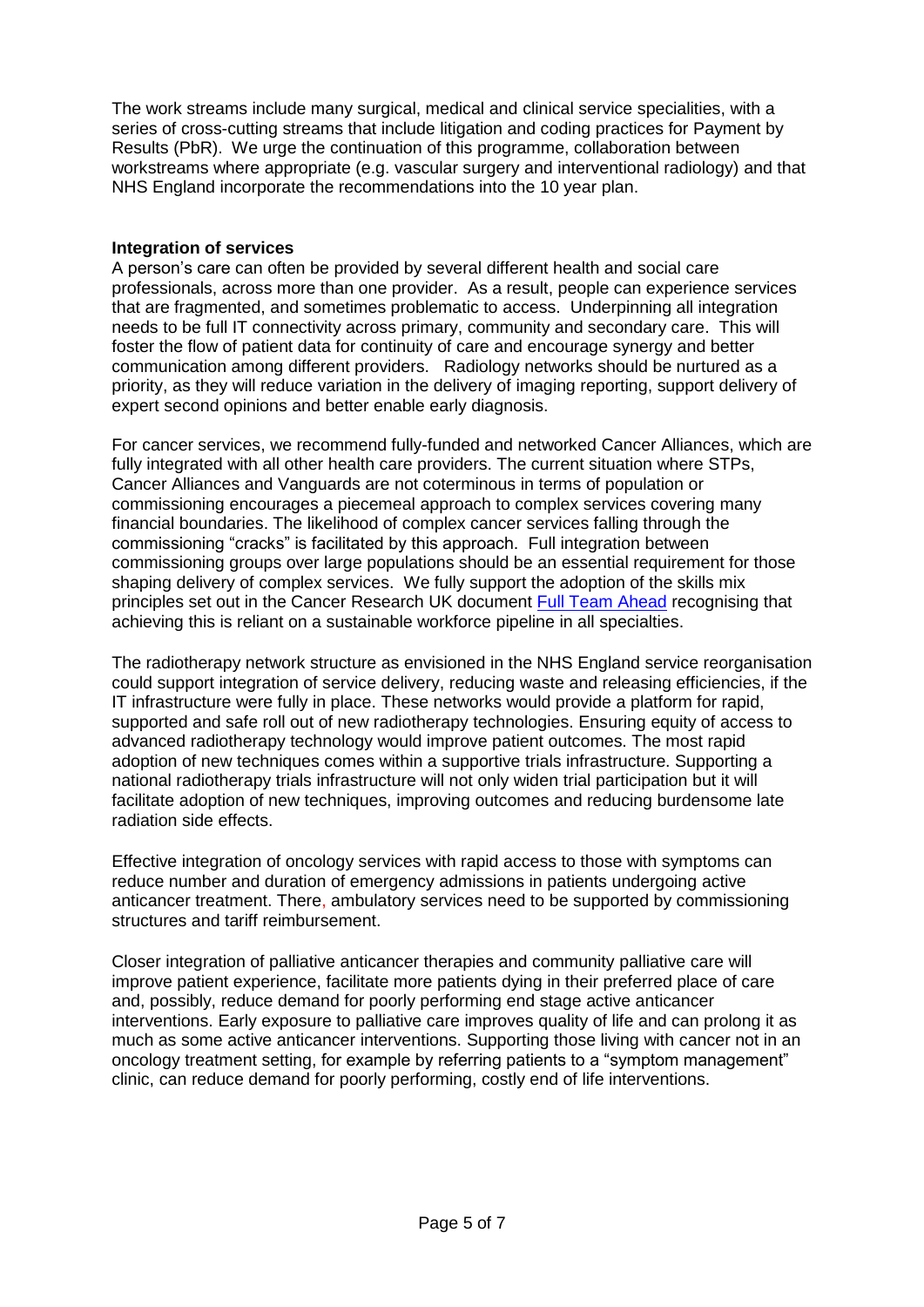The work streams include many surgical, medical and clinical service specialities, with a series of cross-cutting streams that include litigation and coding practices for Payment by Results (PbR). We urge the continuation of this programme, collaboration between workstreams where appropriate (e.g. vascular surgery and interventional radiology) and that NHS England incorporate the recommendations into the 10 year plan.

**Integration of services**

A person's care can often be provided by several different health and social care professionals, across more than one provider. As a result, people can experience services that are fragmented, and sometimes problematic to access. Underpinning all integration needs to be full IT connectivity across primary, community and secondary care. This will foster the flow of patient data for continuity of care and encourage synergy and better communication among different providers. Radiology networks should be nurtured as a priority, as they will reduce variation in the delivery of imaging reporting, support delivery of expert second opinions and better enable early diagnosis.

For cancer services, we recommend fully-funded and networked Cancer Alliances, which are fully integrated with all other health care providers. The current situation where STPs, Cancer Alliances and Vanguards are not coterminous in terms of population or commissioning encourages a piecemeal approach to complex services covering many financial boundaries. The likelihood of complex cancer services falling through the commissioning "cracks" is facilitated by this approach. Full integration between commissioning groups over large populations should be an essential requirement for those shaping delivery of complex services. We fully support the adoption of the skills mix principles set out in the Cancer Research UK document [Full Team Ahead] recognising that achieving this is reliant on a sustainable workforce pipeline in all specialties.

The radiotherapy network structure as envisioned in the NHS England service reorganisation could support integration of service delivery, reducing waste and releasing efficiencies, if the IT infrastructure were fully in place. These networks would provide a platform for rapid, supported and safe roll out of new radiotherapy technologies. Ensuring equity of access to advanced radiotherapy technology would improve patient outcomes. The most rapid adoption of new techniques comes within a supportive trials infrastructure. Supporting a national radiotherapy trials infrastructure will not only widen trial participation but it will facilitate adoption of new techniques, improving outcomes and reducing burdensome late radiation side effects.

Effective integration of oncology services with rapid access to those with symptoms can reduce number and duration of emergency admissions in patients undergoing active anticancer treatment. There, ambulatory services need to be supported by commissioning structures and tariff reimbursement.

Closer integration of palliative anticancer therapies and community palliative care will improve patient experience, facilitate more patients dying in their preferred place of care and, possibly, reduce demand for poorly performing end stage active anticancer interventions. Early exposure to palliative care improves quality of life and can prolong it as much as some active anticancer interventions. Supporting those living with cancer not in an oncology treatment setting, for example by referring patients to a "symptom management" clinic, can reduce demand for poorly performing, costly end of life interventions.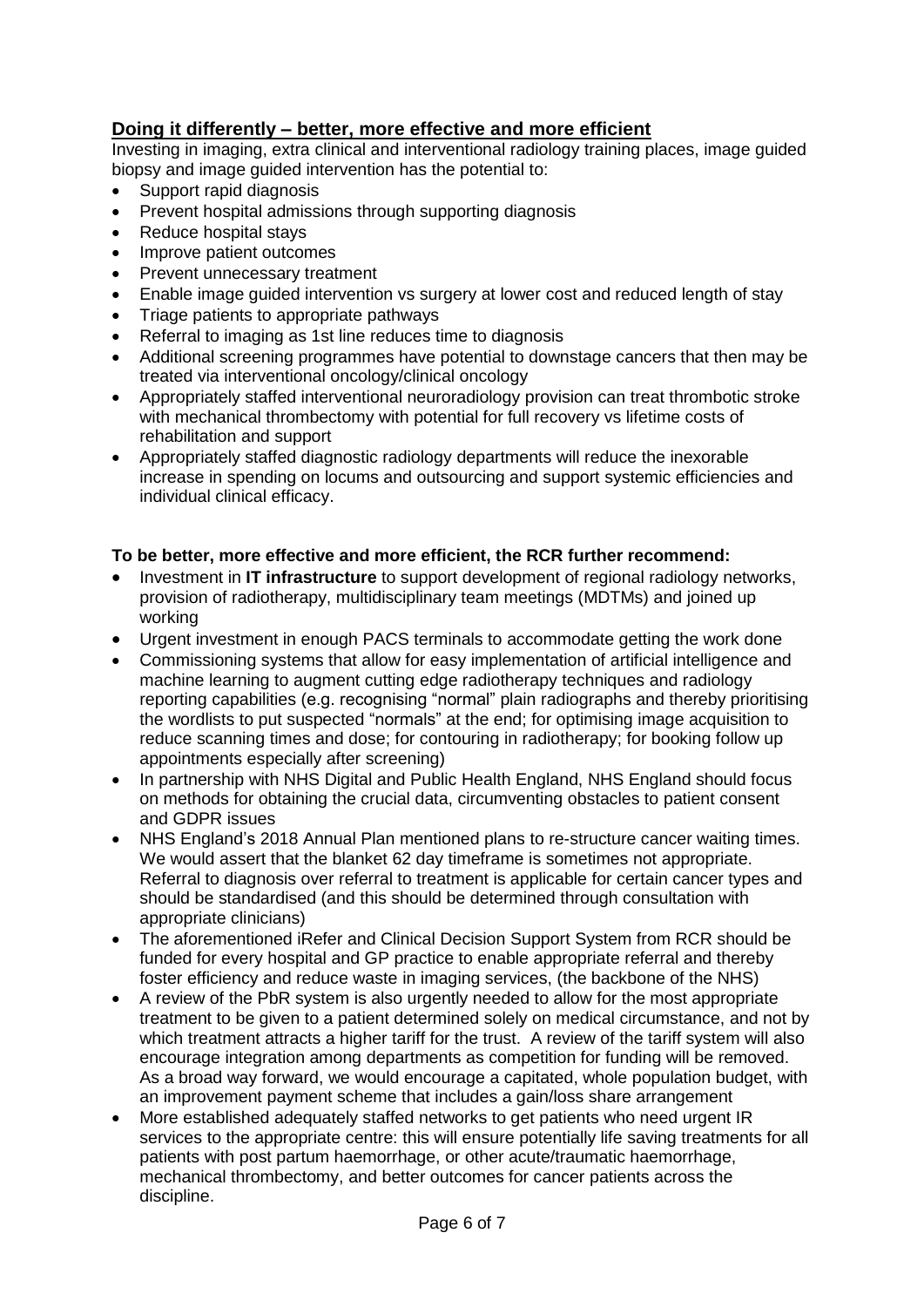## Doing it differently – better, more effective and more efficient

Investing in imaging, extra clinical and interventional radiology training places, image guided biopsy and image guided intervention has the potential to:

- Support rapid diagnosis
- Prevent hospital admissions through supporting diagnosis
- Reduce hospital stays
- Improve patient outcomes
- Prevent unnecessary treatment
- Enable image guided intervention vs surgery at lower cost and reduced length of stay
- Triage patients to appropriate pathways
- Referral to imaging as 1st line reduces time to diagnosis
- Additional screening programmes have potential to downstage cancers that then may be treated via interventional oncology/clinical oncology
- Appropriately staffed interventional neuroradiology provision can treat thrombotic stroke with mechanical thrombectomy with potential for full recovery vs lifetime costs of rehabilitation and support
- Appropriately staffed diagnostic radiology departments will reduce the inexorable increase in spending on locums and outsourcing and support systemic efficiencies and individual clinical efficacy.

**To be better, more effective and more efficient, the RCR further recommend:**

- Investment in **IT infrastructure** to support development of regional radiology networks, provision of radiotherapy, multidisciplinary team meetings (MDTMs) and joined up working
- Urgent investment in enough PACS terminals to accommodate getting the work done
- Commissioning systems that allow for easy implementation of artificial intelligence and machine learning to augment cutting edge radiotherapy techniques and radiology reporting capabilities (e.g. recognising "normal" plain radiographs and thereby prioritising the wordlists to put suspected "normals" at the end; for optimising image acquisition to reduce scanning times and dose; for contouring in radiotherapy; for booking follow up appointments especially after screening)
- In partnership with NHS Digital and Public Health England, NHS England should focus on methods for obtaining the crucial data, circumventing obstacles to patient consent and GDPR issues
- NHS England's 2018 Annual Plan mentioned plans to re-structure cancer waiting times. We would assert that the blanket 62 day timeframe is sometimes not appropriate. Referral to diagnosis over referral to treatment is applicable for certain cancer types and should be standardised (and this should be determined through consultation with appropriate clinicians)
- The aforementioned iRefer and Clinical Decision Support System from RCR should be funded for every hospital and GP practice to enable appropriate referral and thereby foster efficiency and reduce waste in imaging services, (the backbone of the NHS)
- A review of the PbR system is also urgently needed to allow for the most appropriate treatment to be given to a patient determined solely on medical circumstance, and not by which treatment attracts a higher tariff for the trust. A review of the tariff system will also encourage integration among departments as competition for funding will be removed. As a broad way forward, we would encourage a capitated, whole population budget, with an improvement payment scheme that includes a gain/loss share arrangement
- More established adequately staffed networks to get patients who need urgent IR services to the appropriate centre: this will ensure potentially life saving treatments for all patients with post partum haemorrhage, or other acute/traumatic haemorrhage, mechanical thrombectomy, and better outcomes for cancer patients across the discipline.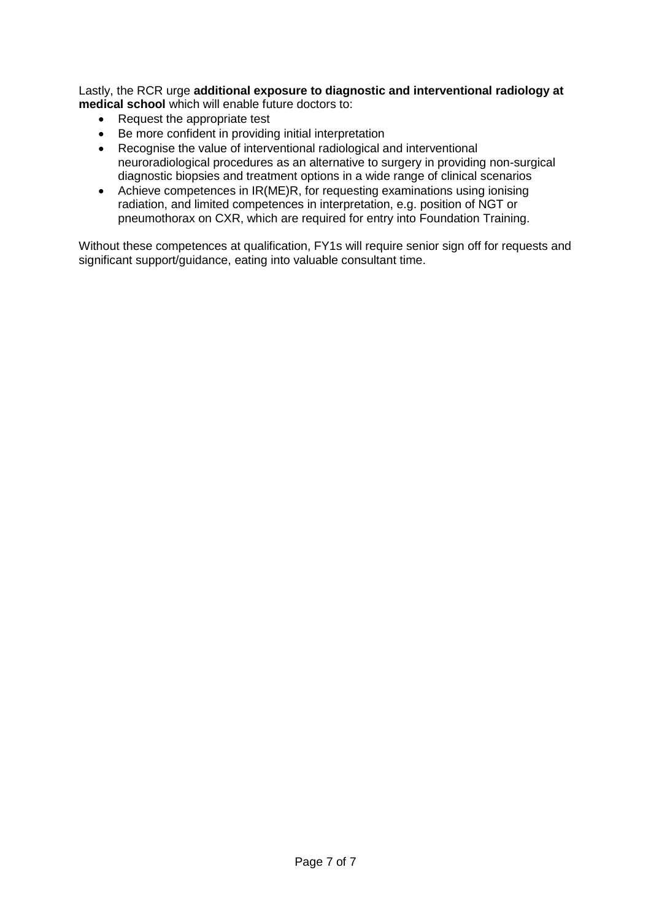Lastly, the RCR urge **additional exposure to diagnostic and interventional radiology at medical school** which will enable future doctors to:

- Request the appropriate test
- Be more confident in providing initial interpretation
- Recognise the value of interventional radiological and interventional neuroradiological procedures as an alternative to surgery in providing non-surgical diagnostic biopsies and treatment options in a wide range of clinical scenarios
- Achieve competences in IR(ME)R, for requesting examinations using ionising radiation, and limited competences in interpretation, e.g. position of NGT or pneumothorax on CXR, which are required for entry into Foundation Training.

Without these competences at qualification, FY1s will require senior sign off for requests and significant support/guidance, eating into valuable consultant time.